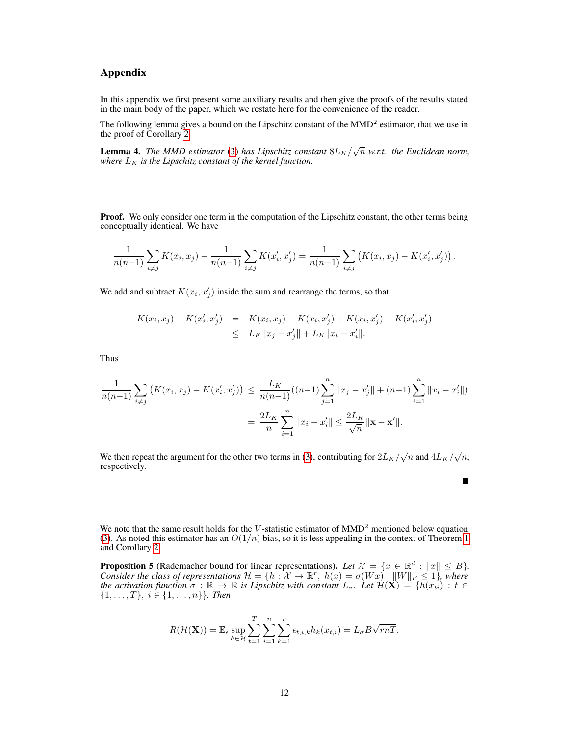## Appendix

In this appendix we first present some auxiliary results and then give the proofs of the results stated in the main body of the paper, which we restate here for the convenience of the reader.

The following lemma gives a bound on the Lipschitz constant of the MMD$^2$ estimator, that we use in the proof of Corollary 2.

**Lemma 4.** *The MMD estimator (3) has Lipschitz constant $8L_K/\sqrt{n}$ w.r.t. the Euclidean norm, where $L_K$ is the Lipschitz constant of the kernel function.*

**Proof.** We only consider one term in the computation of the Lipschitz constant, the other terms being conceptually identical. We have

$$\frac{1}{n(n{-}1)}\sum_{i\neq j} K(x_i,x_j) - \frac{1}{n(n{-}1)}\sum_{i\neq j} K(x_i',x_j') = \frac{1}{n(n{-}1)}\sum_{i\neq j}\left(K(x_i,x_j) - K(x_i',x_j')\right).$$

We add and subtract $K(x_i,x_j')$ inside the sum and rearrange the terms, so that

$$\begin{aligned} K(x_i,x_j) - K(x_i',x_j') &= K(x_i,x_j) - K(x_i,x_j') + K(x_i,x_j') - K(x_i',x_j') \\ &\leq L_K\|x_j - x_j'\| + L_K\|x_i - x_i'\|. \end{aligned}$$

Thus

$$\begin{aligned} \frac{1}{n(n{-}1)}\sum_{i\neq j}\left(K(x_i,x_j) - K(x_i',x_j')\right) &\leq \frac{L_K}{n(n{-}1)}((n{-}1)\sum_{j=1}^n \|x_j - x_j'\| + (n{-}1)\sum_{i=1}^n \|x_i - x_i'\|) \\ &= \frac{2L_K}{n}\sum_{i=1}^n \|x_i - x_i'\| \leq \frac{2L_K}{\sqrt{n}}\|\mathbf{x} - \mathbf{x}'\|. \end{aligned}$$

We then repeat the argument for the other two terms in (3), contributing for $2L_K/\sqrt{n}$ and $4L_K/\sqrt{n}$, respectively. ■

We note that the same result holds for the $V$-statistic estimator of MMD$^2$ mentioned below equation (3). As noted this estimator has an $O(1/n)$ bias, so it is less appealing in the context of Theorem 1 and Corollary 2.

**Proposition 5** (Rademacher bound for linear representations)**.** *Let $\mathcal{X} = \{x \in \mathbb{R}^d : \|x\| \leq B\}$. Consider the class of representations $\mathcal{H} = \{h : \mathcal{X} \to \mathbb{R}^r,\ h(x) = \sigma(Wx) : \|W\|_F \leq 1\}$, where the activation function $\sigma : \mathbb{R} \to \mathbb{R}$ is Lipschitz with constant $L_\sigma$. Let $\mathcal{H}(\mathbf{X}) = \{h(x_{ti}) : t \in \{1,\ldots,T\},\ i \in \{1,\ldots,n\}\}$. Then*

$$R(\mathcal{H}(\mathbf{X})) = \mathbb{E}_\epsilon \sup_{h\in\mathcal{H}} \sum_{t=1}^T \sum_{i=1}^n \sum_{k=1}^r \epsilon_{t,i,k} h_k(x_{t,i}) = L_\sigma B\sqrt{rnT}.$$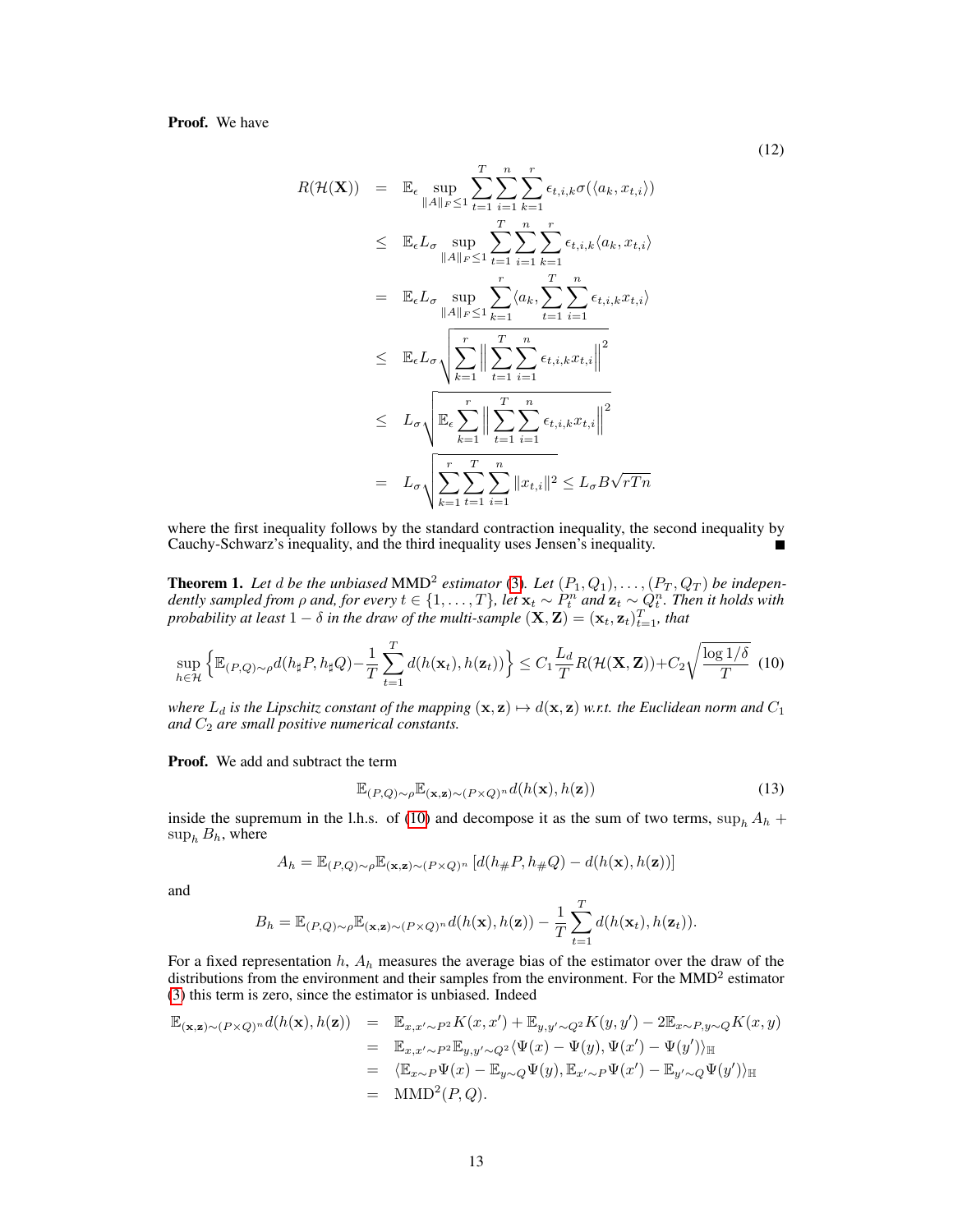**Proof.** We have

$$
\begin{aligned}
R(\mathcal{H}(\mathbf{X})) &= \mathbb{E}_\epsilon \sup_{\|A\|_F \le 1} \sum_{t=1}^{T}\sum_{i=1}^{n}\sum_{k=1}^{r} \epsilon_{t,i,k}\sigma(\langle a_k, x_{t,i}\rangle) \\
&\le \mathbb{E}_\epsilon L_\sigma \sup_{\|A\|_F \le 1} \sum_{t=1}^{T}\sum_{i=1}^{n}\sum_{k=1}^{r} \epsilon_{t,i,k}\langle a_k, x_{t,i}\rangle \\
&= \mathbb{E}_\epsilon L_\sigma \sup_{\|A\|_F \le 1} \sum_{k=1}^{r} \langle a_k, \sum_{t=1}^{T}\sum_{i=1}^{n} \epsilon_{t,i,k} x_{t,i}\rangle \\
&\le \mathbb{E}_\epsilon L_\sigma \sqrt{\sum_{k=1}^{r}\Big\|\sum_{t=1}^{T}\sum_{i=1}^{n}\epsilon_{t,i,k}x_{t,i}\Big\|^2} \\
&\le L_\sigma \sqrt{\mathbb{E}_\epsilon \sum_{k=1}^{r}\Big\|\sum_{t=1}^{T}\sum_{i=1}^{n}\epsilon_{t,i,k}x_{t,i}\Big\|^2} \\
&= L_\sigma \sqrt{\sum_{k=1}^{r}\sum_{t=1}^{T}\sum_{i=1}^{n}\|x_{t,i}\|^2} \le L_\sigma B\sqrt{rTn}
\end{aligned}
\tag{12}
$$

where the first inequality follows by the standard contraction inequality, the second inequality by Cauchy-Schwarz's inequality, and the third inequality uses Jensen's inequality. ∎

**Theorem 1.** *Let $d$ be the unbiased $\mathrm{MMD}^2$ estimator (3). Let $(P_1, Q_1), \ldots, (P_T, Q_T)$ be independently sampled from $\rho$ and, for every $t \in \{1, \ldots, T\}$, let $\mathbf{x}_t \sim P_t^n$ and $\mathbf{z}_t \sim Q_t^n$. Then it holds with probability at least $1-\delta$ in the draw of the multi-sample $(\mathbf{X}, \mathbf{Z}) = (\mathbf{x}_t, \mathbf{z}_t)_{t=1}^T$, that*

$$
\sup_{h\in\mathcal{H}} \Big\{ \mathbb{E}_{(P,Q)\sim\rho} d(h_\sharp P, h_\sharp Q) - \frac{1}{T}\sum_{t=1}^{T} d(h(\mathbf{x}_t), h(\mathbf{z}_t)) \Big\} \le C_1 \frac{L_d}{T} R(\mathcal{H}(\mathbf{X}, \mathbf{Z})) + C_2\sqrt{\frac{\log 1/\delta}{T}} \tag{10}
$$

*where $L_d$ is the Lipschitz constant of the mapping $(\mathbf{x}, \mathbf{z}) \mapsto d(\mathbf{x}, \mathbf{z})$ w.r.t. the Euclidean norm and $C_1$ and $C_2$ are small positive numerical constants.*

**Proof.** We add and subtract the term

$$
\mathbb{E}_{(P,Q)\sim\rho}\mathbb{E}_{(\mathbf{x},\mathbf{z})\sim(P\times Q)^n} d(h(\mathbf{x}), h(\mathbf{z})) \tag{13}
$$

inside the supremum in the l.h.s. of (10) and decompose it as the sum of two terms, $\sup_h A_h + \sup_h B_h$, where

$$
A_h = \mathbb{E}_{(P,Q)\sim\rho}\mathbb{E}_{(\mathbf{x},\mathbf{z})\sim(P\times Q)^n}\left[d(h_\# P, h_\# Q) - d(h(\mathbf{x}), h(\mathbf{z}))\right]
$$

and

$$
B_h = \mathbb{E}_{(P,Q)\sim\rho}\mathbb{E}_{(\mathbf{x},\mathbf{z})\sim(P\times Q)^n} d(h(\mathbf{x}), h(\mathbf{z})) - \frac{1}{T}\sum_{t=1}^{T} d(h(\mathbf{x}_t), h(\mathbf{z}_t)).
$$

For a fixed representation $h$, $A_h$ measures the average bias of the estimator over the draw of the distributions from the environment and their samples from the environment. For the $\mathrm{MMD}^2$ estimator (3) this term is zero, since the estimator is unbiased. Indeed

$$
\begin{aligned}
\mathbb{E}_{(\mathbf{x},\mathbf{z})\sim(P\times Q)^n} d(h(\mathbf{x}), h(\mathbf{z})) &= \mathbb{E}_{x,x'\sim P^2} K(x,x') + \mathbb{E}_{y,y'\sim Q^2} K(y,y') - 2\mathbb{E}_{x\sim P, y\sim Q} K(x,y) \\
&= \mathbb{E}_{x,x'\sim P^2}\mathbb{E}_{y,y'\sim Q^2}\langle \Psi(x) - \Psi(y), \Psi(x') - \Psi(y')\rangle_{\mathbb{H}} \\
&= \langle \mathbb{E}_{x\sim P}\Psi(x) - \mathbb{E}_{y\sim Q}\Psi(y), \mathbb{E}_{x'\sim P}\Psi(x') - \mathbb{E}_{y'\sim Q}\Psi(y')\rangle_{\mathbb{H}} \\
&= \mathrm{MMD}^2(P, Q).
\end{aligned}
$$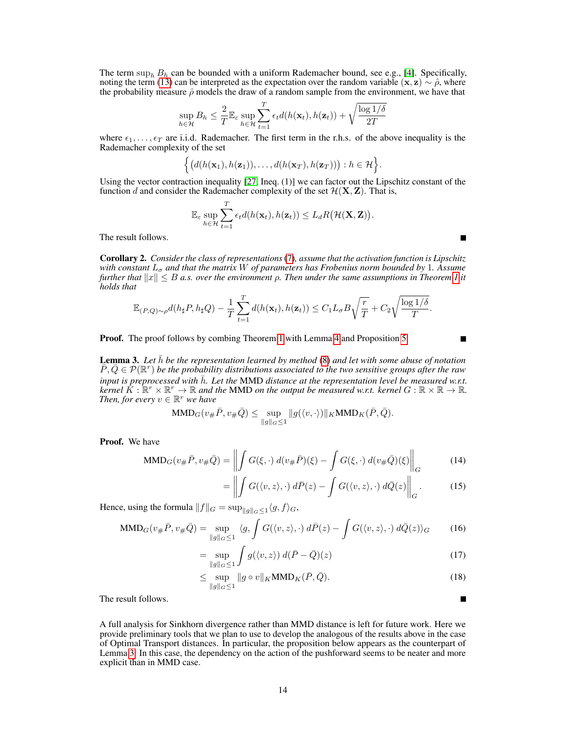The term $\sup_h B_h$ can be bounded with a uniform Rademacher bound, see e.g., [4]. Specifically, noting the term (13) can be interpreted as the expectation over the random variable $(\mathbf{x}, \mathbf{z}) \sim \hat{\rho}$, where the probability measure $\hat{\rho}$ models the draw of a random sample from the environment, we have that

$$\sup_{h \in \mathcal{H}} B_h \leq \frac{2}{T} \mathbb{E}_\varepsilon \sup_{h \in \mathcal{H}} \sum_{t=1}^{T} \epsilon_t d(h(\mathbf{x}_t), h(\mathbf{z}_t)) + \sqrt{\frac{\log 1/\delta}{2T}}$$

where $\epsilon_1, \dots, \epsilon_T$ are i.i.d. Rademacher. The first term in the r.h.s. of the above inequality is the Rademacher complexity of the set

$$\Big\{ \big(d(h(\mathbf{x}_1), h(\mathbf{z}_1)), \dots, d(h(\mathbf{x}_T), h(\mathbf{z}_T))\big) : h \in \mathcal{H} \Big\}.$$

Using the vector contraction inequality [27, Ineq. (1)] we can factor out the Lipschitz constant of the function $d$ and consider the Rademacher complexity of the set $\mathcal{H}(\mathbf{X}, \mathbf{Z})$. That is,

$$\mathbb{E}_\varepsilon \sup_{h \in \mathcal{H}} \sum_{t=1}^{T} \epsilon_t d(h(\mathbf{x}_t), h(\mathbf{z}_t)) \leq L_d R\big(\mathcal{H}(\mathbf{X}, \mathbf{Z})\big).$$

The result follows. ∎

**Corollary 2.** *Consider the class of representations (7), assume that the activation function is Lipschitz with constant $L_\sigma$ and that the matrix $W$ of parameters has Frobenius norm bounded by 1. Assume further that $\|x\| \leq B$ a.s. over the environment $\rho$. Then under the same assumptions in Theorem 1 it holds that*

$$\mathbb{E}_{(P,Q)\sim\rho} d(h_\sharp P, h_\sharp Q) - \frac{1}{T} \sum_{t=1}^{T} d(h(\mathbf{x}_t), h(\mathbf{z}_t)) \leq C_1 L_\sigma B \sqrt{\frac{r}{T}} + C_2 \sqrt{\frac{\log 1/\delta}{T}}.$$

**Proof.** The proof follows by combing Theorem 1 with Lemma 4 and Proposition 5. ∎

**Lemma 3.** *Let $\bar{h}$ be the representation learned by method (8) and let with some abuse of notation $\bar{P}, \bar{Q} \in \mathcal{P}(\mathbb{R}^r)$ be the probability distributions associated to the two sensitive groups after the raw input is preprocessed with $\bar{h}$. Let the* MMD *distance at the representation level be measured w.r.t. kernel $K : \mathbb{R}^r \times \mathbb{R}^r \to \mathbb{R}$ and the* MMD *on the output be measured w.r.t. kernel $G : \mathbb{R} \times \mathbb{R} \to \mathbb{R}$. Then, for every $v \in \mathbb{R}^r$ we have*

$$\mathrm{MMD}_G(v_\# \bar{P}, v_\# \bar{Q}) \leq \sup_{\|g\|_G \leq 1} \|g(\langle v, \cdot \rangle)\|_K \mathrm{MMD}_K(\bar{P}, \bar{Q}).$$

**Proof.** We have

$$\mathrm{MMD}_G(v_\# \bar{P}, v_\# \bar{Q}) = \left\| \int G(\xi, \cdot)\, d(v_\# \bar{P})(\xi) - \int G(\xi, \cdot)\, d(v_\# \bar{Q})(\xi) \right\|_G \tag{14}$$

$$= \left\| \int G(\langle v, z \rangle, \cdot)\, d\bar{P}(z) - \int G(\langle v, z \rangle, \cdot)\, d\bar{Q}(z) \right\|_G. \tag{15}$$

Hence, using the formula $\|f\|_G = \sup_{\|g\|_G \leq 1} \langle g, f \rangle_G$,

$$\mathrm{MMD}_G(v_\# \bar{P}, v_\# \bar{Q}) = \sup_{\|g\|_G \leq 1} \langle g, \int G(\langle v, z \rangle, \cdot)\, d\bar{P}(z) - \int G(\langle v, z \rangle, \cdot)\, d\bar{Q}(z) \rangle_G \tag{16}$$

$$= \sup_{\|g\|_G \leq 1} \int g(\langle v, z \rangle)\, d(\bar{P} - \bar{Q})(z) \tag{17}$$

$$\leq \sup_{\|g\|_G \leq 1} \|g \circ v\|_K \mathrm{MMD}_K(\bar{P}, \bar{Q}). \tag{18}$$

The result follows. ∎

A full analysis for Sinkhorn divergence rather than MMD distance is left for future work. Here we provide preliminary tools that we plan to use to develop the analogous of the results above in the case of Optimal Transport distances. In particular, the proposition below appears as the counterpart of Lemma 3. In this case, the dependency on the action of the pushforward seems to be neater and more explicit than in MMD case.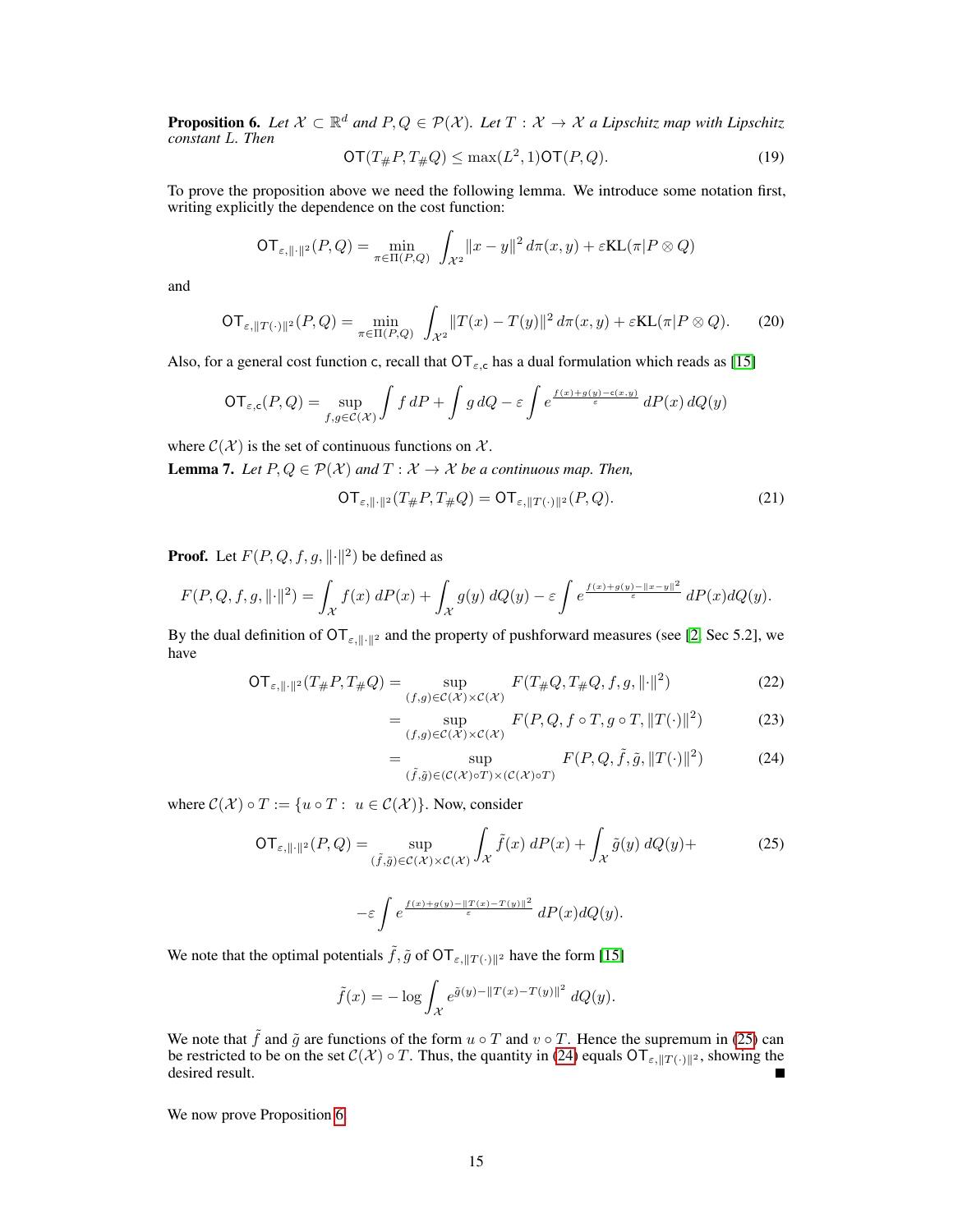**Proposition 6.** *Let $\mathcal{X} \subset \mathbb{R}^d$ and $P, Q \in \mathcal{P}(\mathcal{X})$. Let $T : \mathcal{X} \to \mathcal{X}$ a Lipschitz map with Lipschitz constant $L$. Then*

$$\mathsf{OT}(T_\# P, T_\# Q) \leq \max(L^2, 1)\mathsf{OT}(P, Q). \tag{19}$$

To prove the proposition above we need the following lemma. We introduce some notation first, writing explicitly the dependence on the cost function:

$$\mathsf{OT}_{\varepsilon, \|\cdot\|^2}(P, Q) = \min_{\pi \in \Pi(P,Q)} \int_{\mathcal{X}^2} \|x - y\|^2 \, d\pi(x, y) + \varepsilon \mathrm{KL}(\pi | P \otimes Q)$$

and

$$\mathsf{OT}_{\varepsilon, \|T(\cdot)\|^2}(P, Q) = \min_{\pi \in \Pi(P,Q)} \int_{\mathcal{X}^2} \|T(x) - T(y)\|^2 \, d\pi(x, y) + \varepsilon \mathrm{KL}(\pi | P \otimes Q). \tag{20}$$

Also, for a general cost function $\mathsf{c}$, recall that $\mathsf{OT}_{\varepsilon, \mathsf{c}}$ has a dual formulation which reads as [15]

$$\mathsf{OT}_{\varepsilon, \mathsf{c}}(P, Q) = \sup_{f, g \in \mathcal{C}(\mathcal{X})} \int f \, dP + \int g \, dQ - \varepsilon \int e^{\frac{f(x) + g(y) - \mathsf{c}(x,y)}{\varepsilon}} \, dP(x) \, dQ(y)$$

where $\mathcal{C}(\mathcal{X})$ is the set of continuous functions on $\mathcal{X}$.

**Lemma 7.** *Let $P, Q \in \mathcal{P}(\mathcal{X})$ and $T : \mathcal{X} \to \mathcal{X}$ be a continuous map. Then,*

$$\mathsf{OT}_{\varepsilon, \|\cdot\|^2}(T_\# P, T_\# Q) = \mathsf{OT}_{\varepsilon, \|T(\cdot)\|^2}(P, Q). \tag{21}$$

**Proof.** Let $F(P, Q, f, g, \|\cdot\|^2)$ be defined as

$$F(P, Q, f, g, \|\cdot\|^2) = \int_{\mathcal{X}} f(x) \, dP(x) + \int_{\mathcal{X}} g(y) \, dQ(y) - \varepsilon \int e^{\frac{f(x) + g(y) - \|x - y\|^2}{\varepsilon}} \, dP(x) dQ(y).$$

By the dual definition of $\mathsf{OT}_{\varepsilon, \|\cdot\|^2}$ and the property of pushforward measures (see [2] Sec 5.2], we have

$$\begin{aligned}
\mathsf{OT}_{\varepsilon, \|\cdot\|^2}(T_\# P, T_\# Q) &= \sup_{(f,g) \in \mathcal{C}(\mathcal{X}) \times \mathcal{C}(\mathcal{X})} F(T_\# Q, T_\# Q, f, g, \|\cdot\|^2) & (22) \\
&= \sup_{(f,g) \in \mathcal{C}(\mathcal{X}) \times \mathcal{C}(\mathcal{X})} F(P, Q, f \circ T, g \circ T, \|T(\cdot)\|^2) & (23) \\
&= \sup_{(\tilde{f}, \tilde{g}) \in (\mathcal{C}(\mathcal{X}) \circ T) \times (\mathcal{C}(\mathcal{X}) \circ T)} F(P, Q, \tilde{f}, \tilde{g}, \|T(\cdot)\|^2) & (24)
\end{aligned}$$

where $\mathcal{C}(\mathcal{X}) \circ T := \{u \circ T : \; u \in \mathcal{C}(\mathcal{X})\}$. Now, consider

$$\mathsf{OT}_{\varepsilon, \|\cdot\|^2}(P, Q) = \sup_{(\tilde{f}, \tilde{g}) \in \mathcal{C}(\mathcal{X}) \times \mathcal{C}(\mathcal{X})} \int_{\mathcal{X}} \tilde{f}(x) \, dP(x) + \int_{\mathcal{X}} \tilde{g}(y) \, dQ(y) + \tag{25}$$

$$-\varepsilon \int e^{\frac{f(x) + g(y) - \|T(x) - T(y)\|^2}{\varepsilon}} \, dP(x) dQ(y).$$

We note that the optimal potentials $\tilde{f}, \tilde{g}$ of $\mathsf{OT}_{\varepsilon, \|T(\cdot)\|^2}$ have the form [15]

$$\tilde{f}(x) = -\log \int_{\mathcal{X}} e^{\tilde{g}(y) - \|T(x) - T(y)\|^2} \, dQ(y).$$

We note that $\tilde{f}$ and $\tilde{g}$ are functions of the form $u \circ T$ and $v \circ T$. Hence the supremum in (25) can be restricted to be on the set $\mathcal{C}(\mathcal{X}) \circ T$. Thus, the quantity in (24) equals $\mathsf{OT}_{\varepsilon, \|T(\cdot)\|^2}$, showing the desired result. ■

We now prove Proposition 6.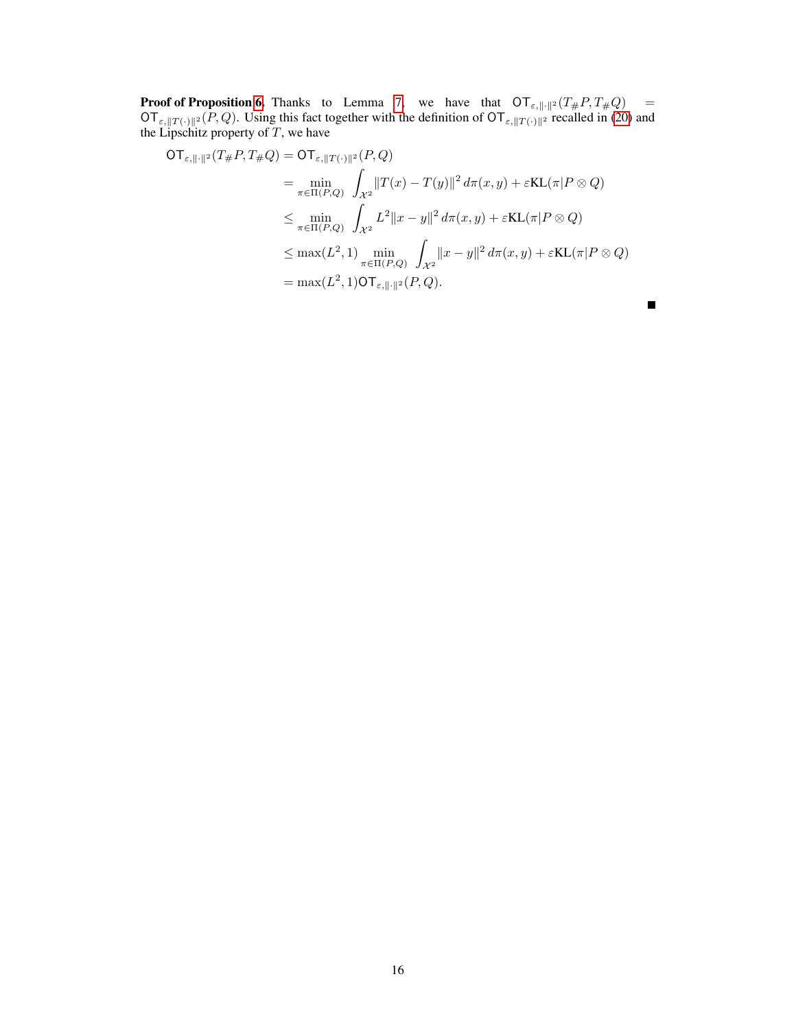**Proof of Proposition 6.** Thanks to Lemma 7, we have that $\mathsf{OT}_{\varepsilon,\|\cdot\|^2}(T_\# P, T_\# Q) = \mathsf{OT}_{\varepsilon,\|T(\cdot)\|^2}(P,Q)$. Using this fact together with the definition of $\mathsf{OT}_{\varepsilon,\|T(\cdot)\|^2}$ recalled in (20) and the Lipschitz property of $T$, we have

$$
\begin{aligned}
\mathsf{OT}_{\varepsilon,\|\cdot\|^2}(T_\# P, T_\# Q) &= \mathsf{OT}_{\varepsilon,\|T(\cdot)\|^2}(P,Q) \\
&= \min_{\pi\in\Pi(P,Q)} \int_{\mathcal{X}^2} \|T(x)-T(y)\|^2 \, d\pi(x,y) + \varepsilon \mathrm{KL}(\pi|P\otimes Q) \\
&\leq \min_{\pi\in\Pi(P,Q)} \int_{\mathcal{X}^2} L^2\|x-y\|^2 \, d\pi(x,y) + \varepsilon \mathrm{KL}(\pi|P\otimes Q) \\
&\leq \max(L^2,1) \min_{\pi\in\Pi(P,Q)} \int_{\mathcal{X}^2} \|x-y\|^2 \, d\pi(x,y) + \varepsilon \mathrm{KL}(\pi|P\otimes Q) \\
&= \max(L^2,1)\mathsf{OT}_{\varepsilon,\|\cdot\|^2}(P,Q).
\end{aligned}
$$

■